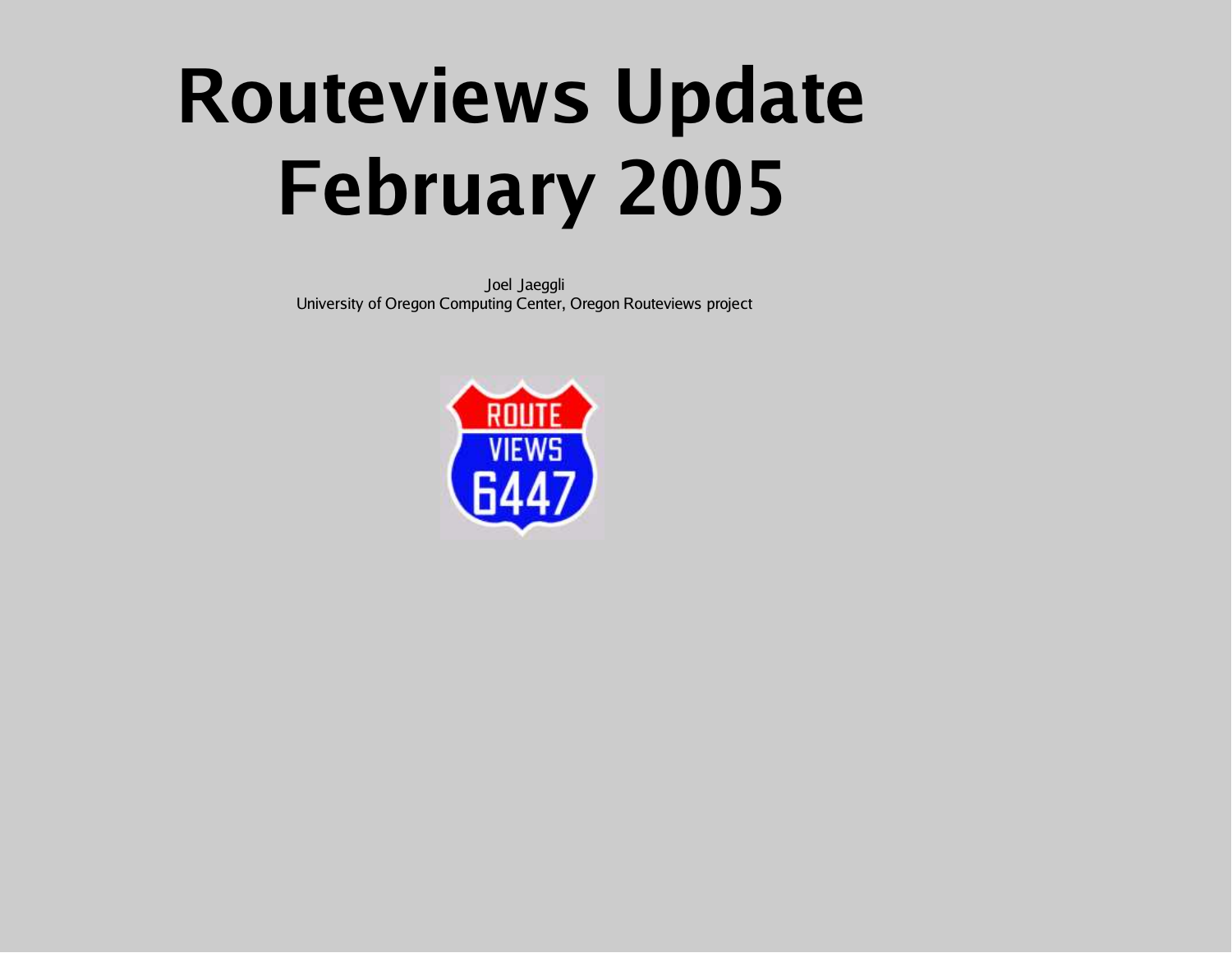# Routeviews Update February 2005

Joel Jaeggli
University of Oregon Computing Center, Oregon Routeviews project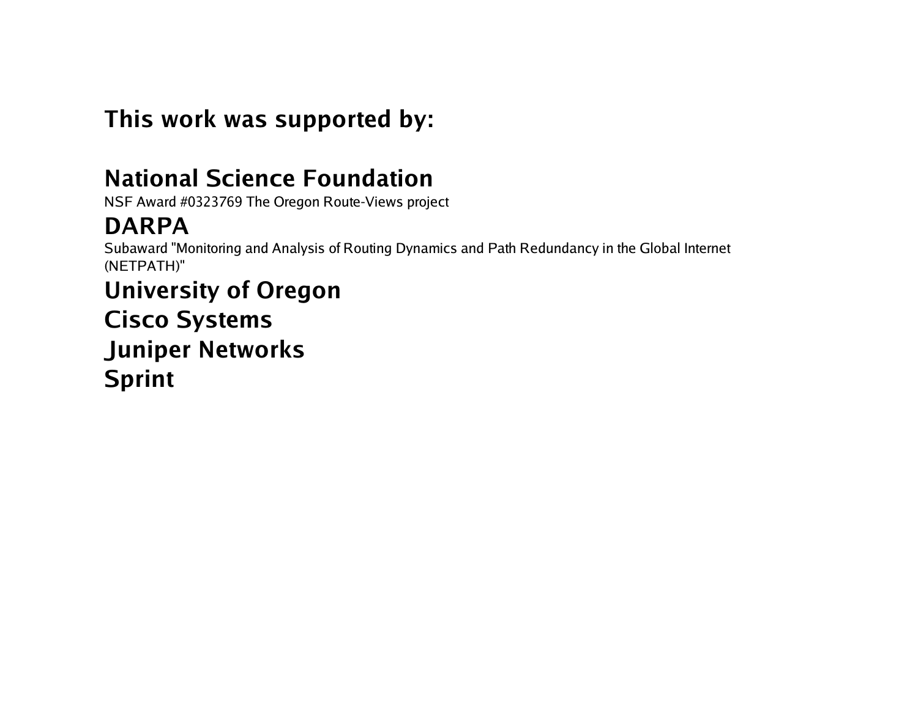## This work was supported by:

## National Science Foundation

NSF Award #0323769 The Oregon Route-Views project

## DARPA

Subaward "Monitoring and Analysis of Routing Dynamics and Path Redundancy in the Global Internet (NETPATH)"

## University of Oregon

## Cisco Systems

## Juniper Networks

## Sprint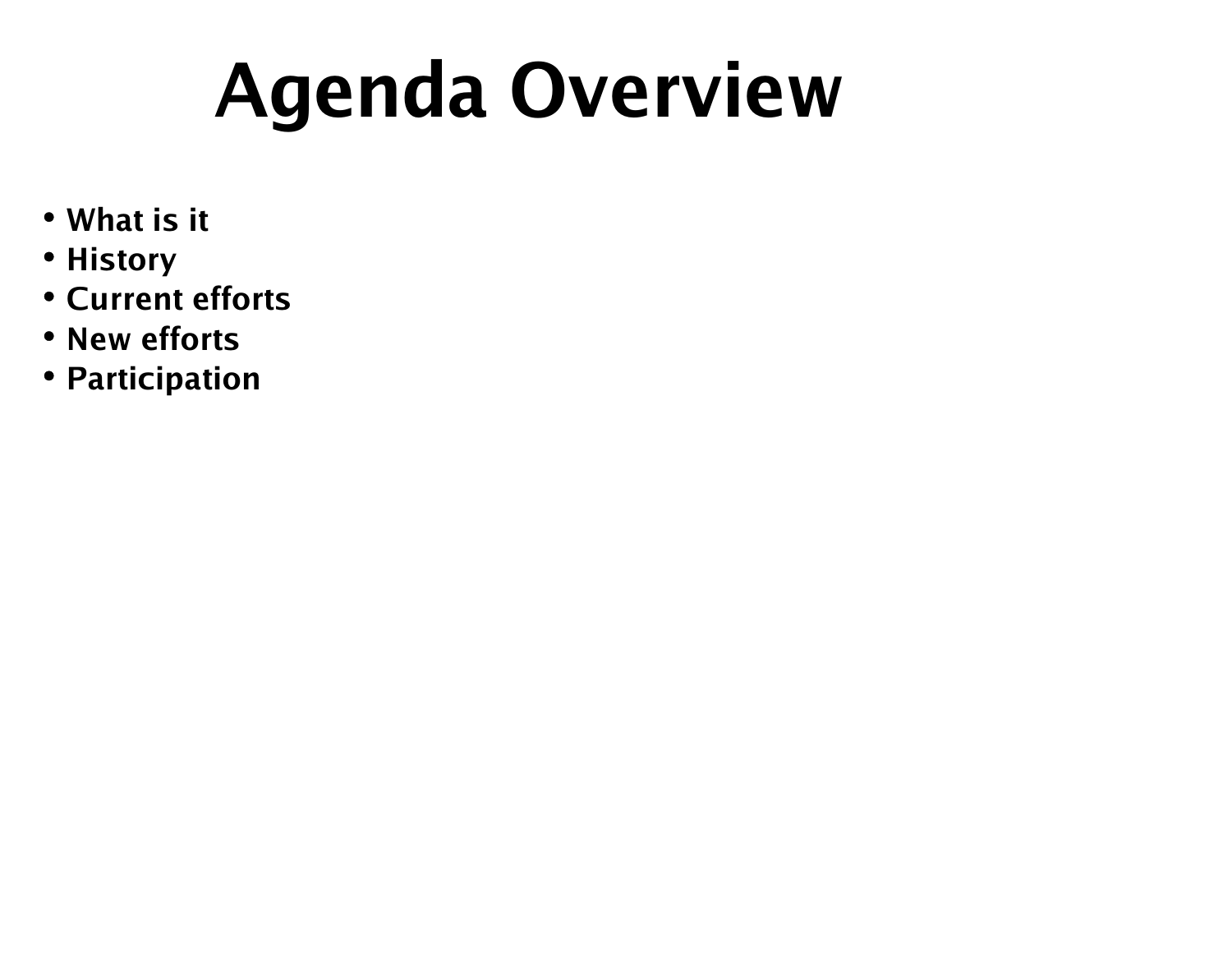# Agenda Overview

- **What is it**
- **History**
- **Current efforts**
- **New efforts**
- **Participation**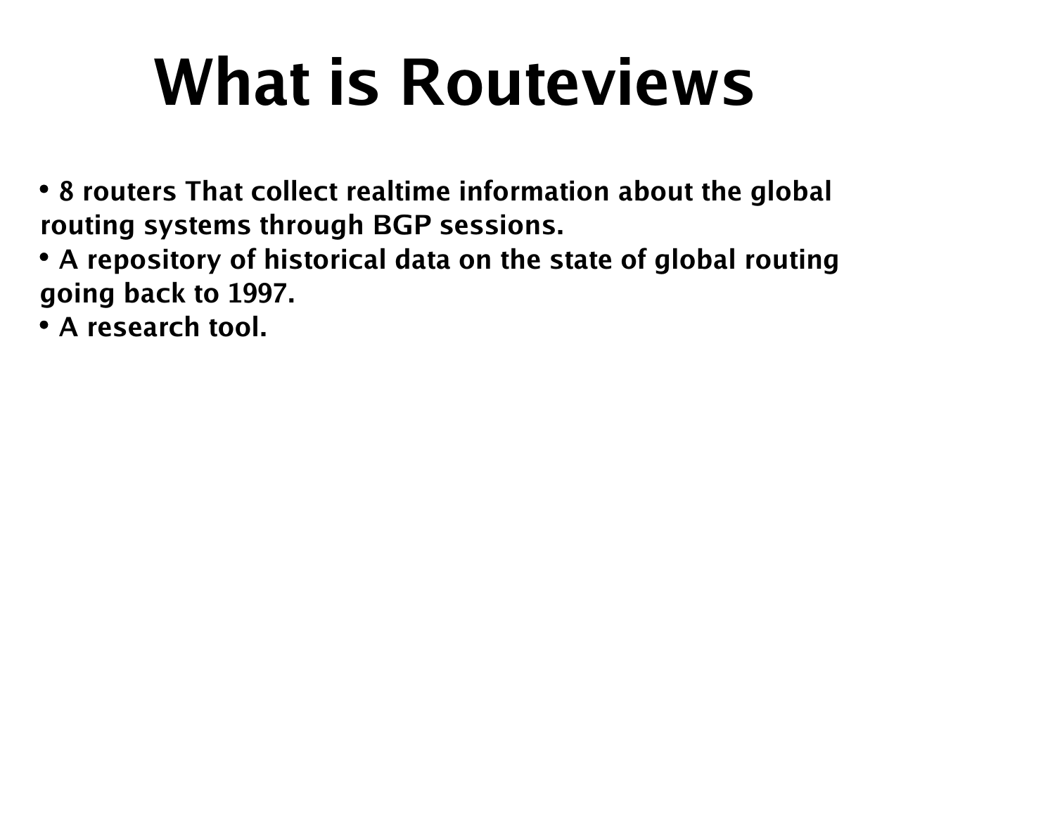# What is Routeviews

- 8 routers That collect realtime information about the global routing systems through BGP sessions.
- A repository of historical data on the state of global routing going back to 1997.
- A research tool.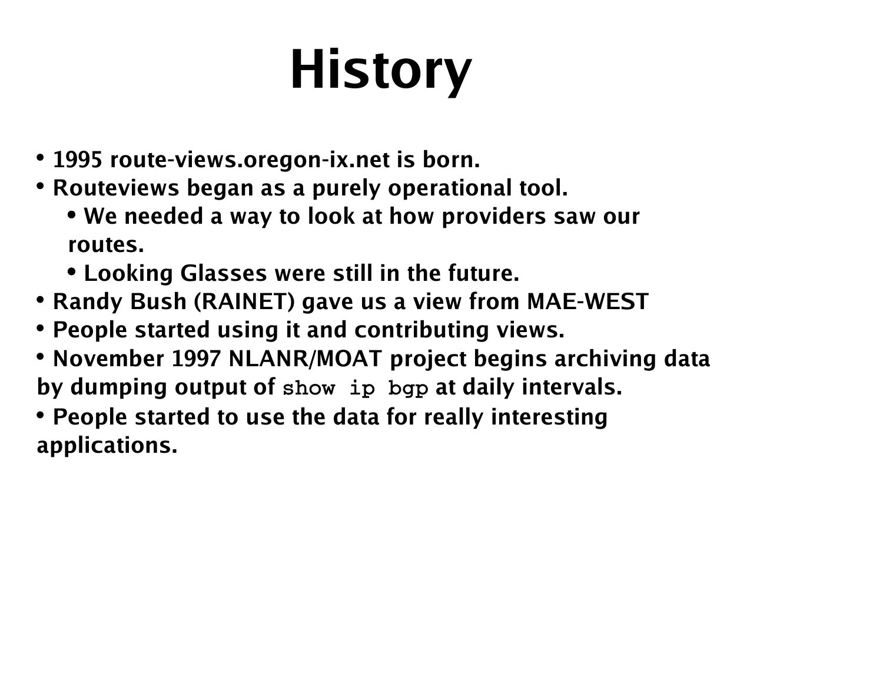# History

- 1995 route-views.oregon-ix.net is born.
- Routeviews began as a purely operational tool.
  - We needed a way to look at how providers saw our routes.
  - Looking Glasses were still in the future.
- Randy Bush (RAINET) gave us a view from MAE-WEST
- People started using it and contributing views.
- November 1997 NLANR/MOAT project begins archiving data by dumping output of `show ip bgp` at daily intervals.
- People started to use the data for really interesting applications.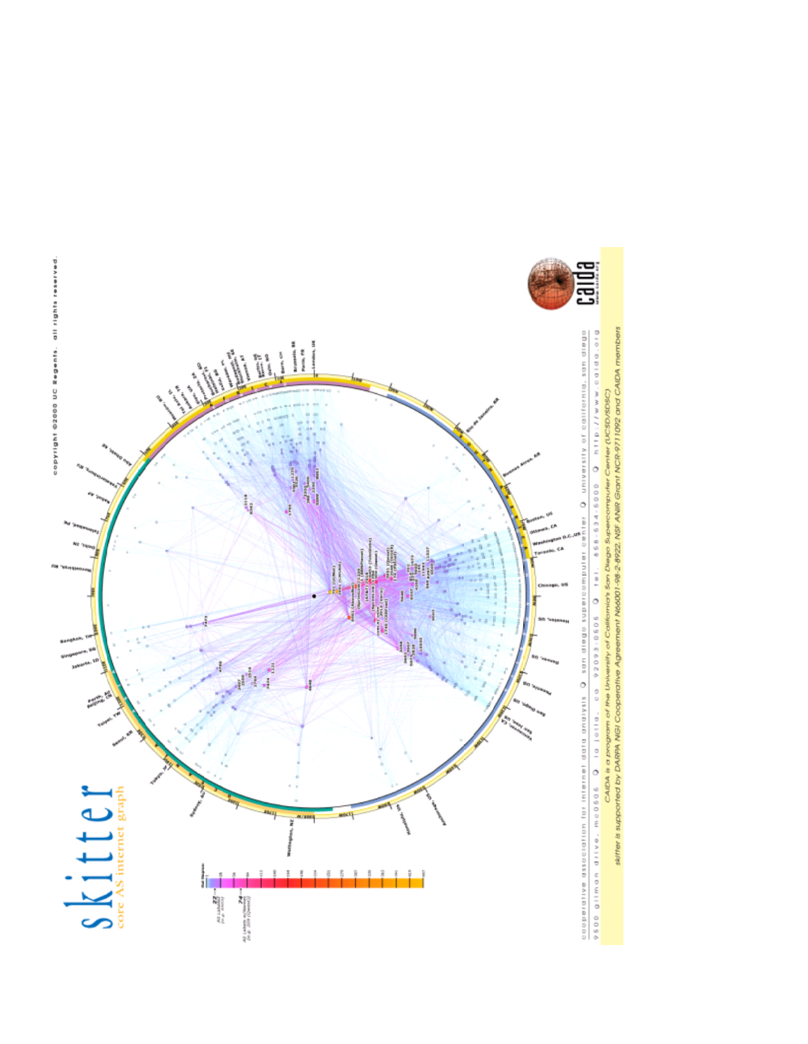copyright ©2000 UC Regents. all rights reserved.

# skitter

core AS internet graph

cooperative association for internet data analysis ○ san diego supercomputer center ○ university of california, san diego

9500 gilman drive, mc0505 ○ la jolla, ca 92093-0505 ○ tel. 858-534-5000 ○ http://www.caida.org

*CAIDA is a program of the University of California's San Diego Supercomputer Center (UCSD/SDSC)*

*skitter is supported by DARPA NGI Cooperative Agreement N66001-98-2-8922, NSF ANIR Grant NCR-9711092 and CAIDA members*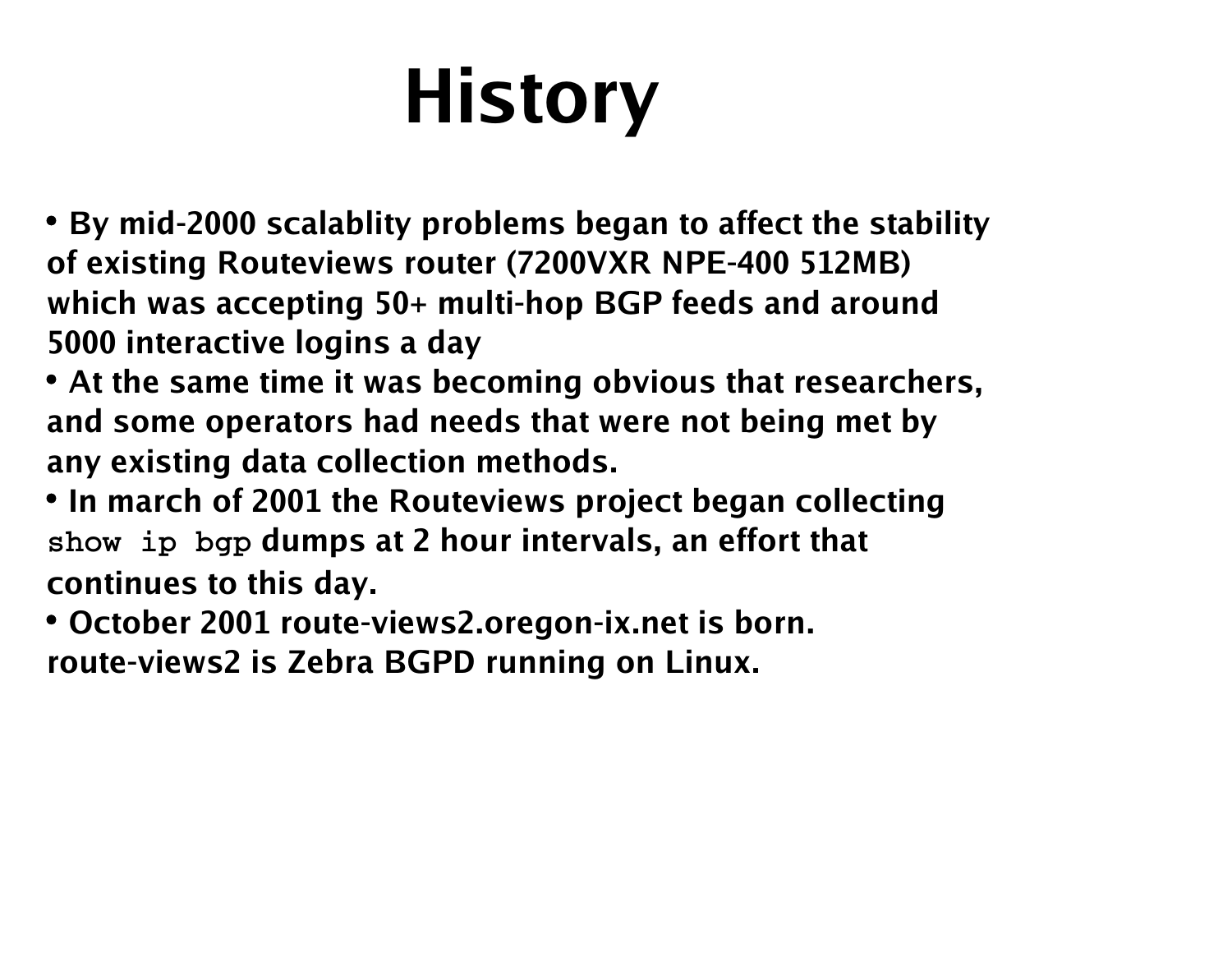# History

- By mid-2000 scalablity problems began to affect the stability of existing Routeviews router (7200VXR NPE-400 512MB) which was accepting 50+ multi-hop BGP feeds and around 5000 interactive logins a day
- At the same time it was becoming obvious that researchers, and some operators had needs that were not being met by any existing data collection methods.
- In march of 2001 the Routeviews project began collecting `show ip bgp` dumps at 2 hour intervals, an effort that continues to this day.
- October 2001 route-views2.oregon-ix.net is born. route-views2 is Zebra BGPD running on Linux.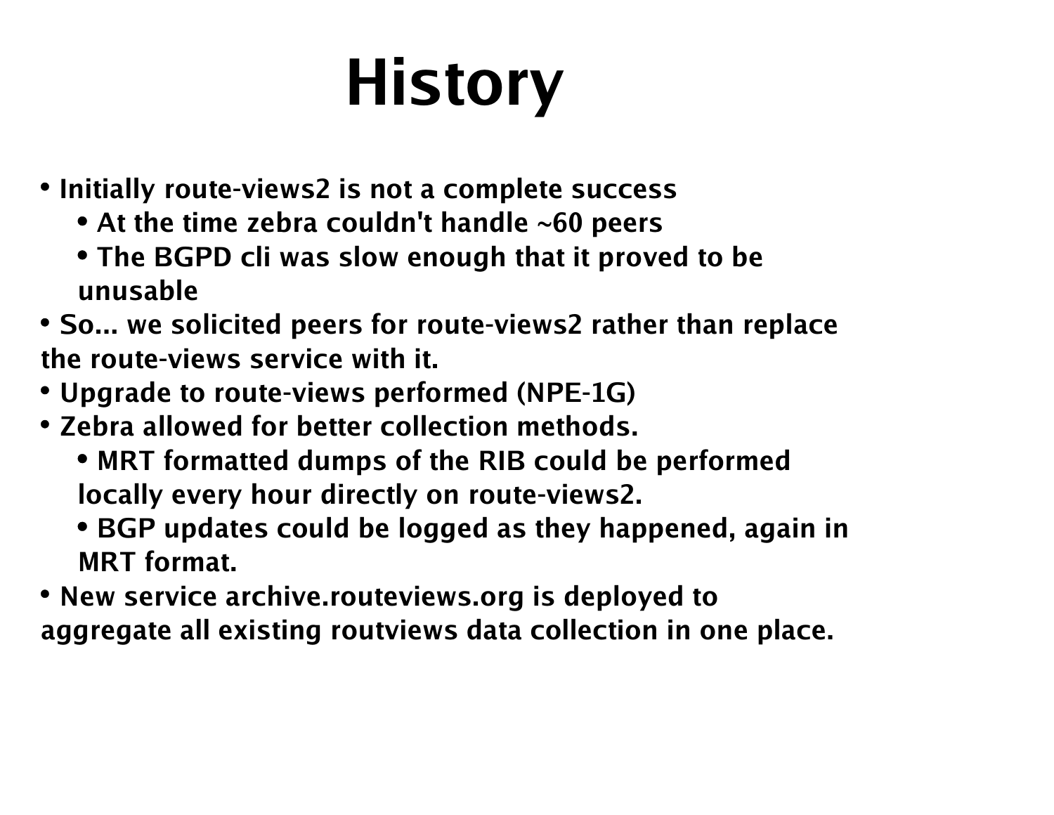# History

- Initially route-views2 is not a complete success
  - At the time zebra couldn't handle ~60 peers
  - The BGPD cli was slow enough that it proved to be unusable
- So... we solicited peers for route-views2 rather than replace the route-views service with it.
- Upgrade to route-views performed (NPE-1G)
- Zebra allowed for better collection methods.
  - MRT formatted dumps of the RIB could be performed locally every hour directly on route-views2.
  - BGP updates could be logged as they happened, again in MRT format.
- New service archive.routeviews.org is deployed to aggregate all existing routviews data collection in one place.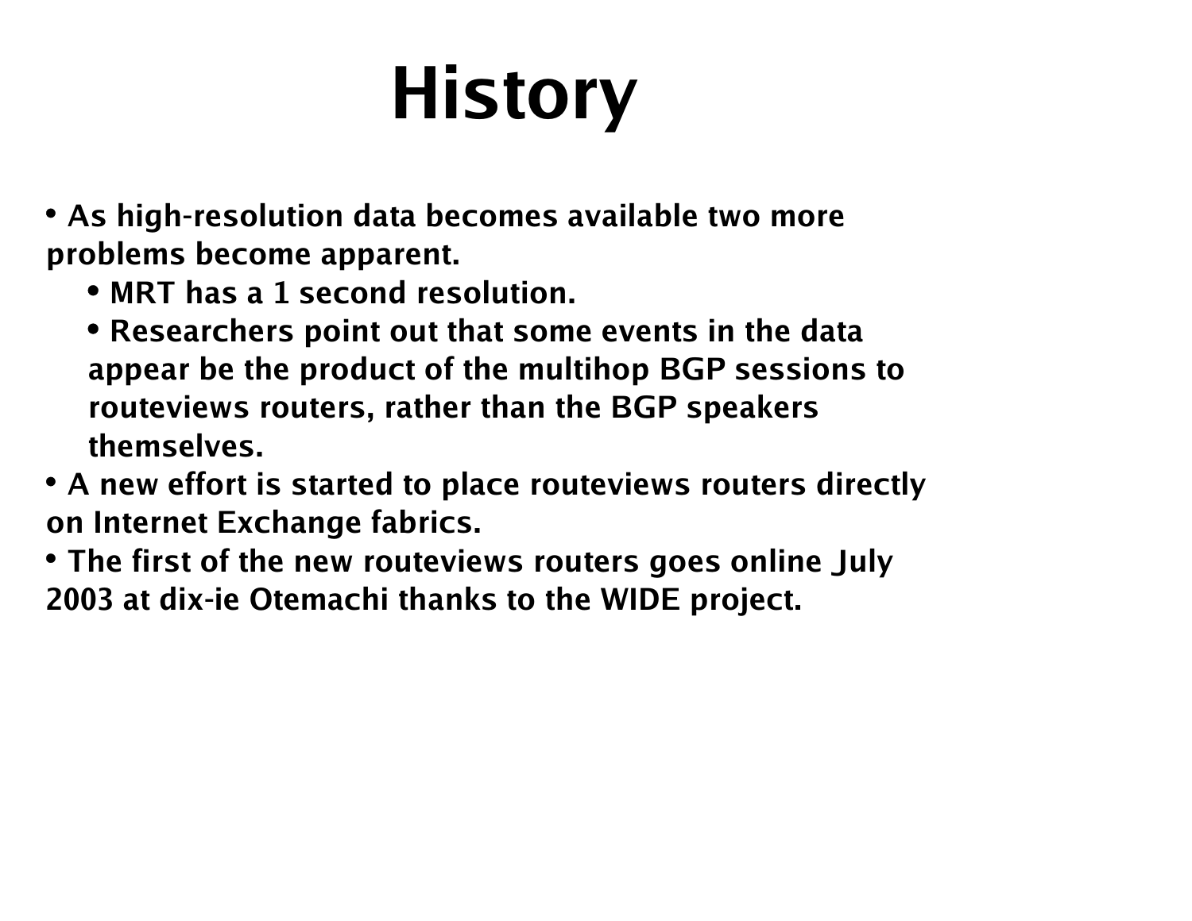# History

- As high-resolution data becomes available two more problems become apparent.
  - MRT has a 1 second resolution.
  - Researchers point out that some events in the data appear be the product of the multihop BGP sessions to routeviews routers, rather than the BGP speakers themselves.
- A new effort is started to place routeviews routers directly on Internet Exchange fabrics.
- The first of the new routeviews routers goes online July 2003 at dix-ie Otemachi thanks to the WIDE project.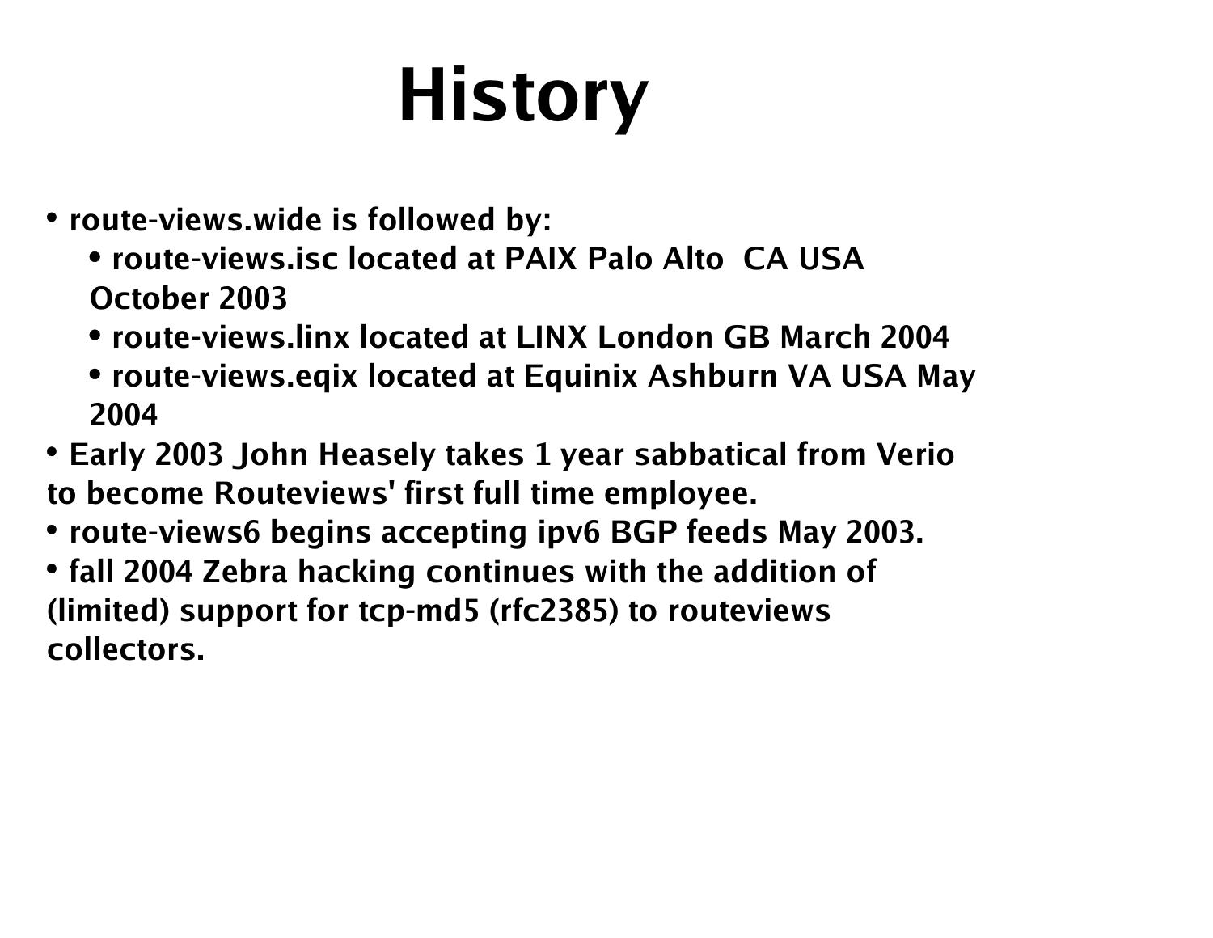# History

- route-views.wide is followed by:
  - route-views.isc located at PAIX Palo Alto CA USA October 2003
  - route-views.linx located at LINX London GB March 2004
  - route-views.eqix located at Equinix Ashburn VA USA May 2004
- Early 2003 John Heasely takes 1 year sabbatical from Verio to become Routeviews' first full time employee.
- route-views6 begins accepting ipv6 BGP feeds May 2003.
- fall 2004 Zebra hacking continues with the addition of (limited) support for tcp-md5 (rfc2385) to routeviews collectors.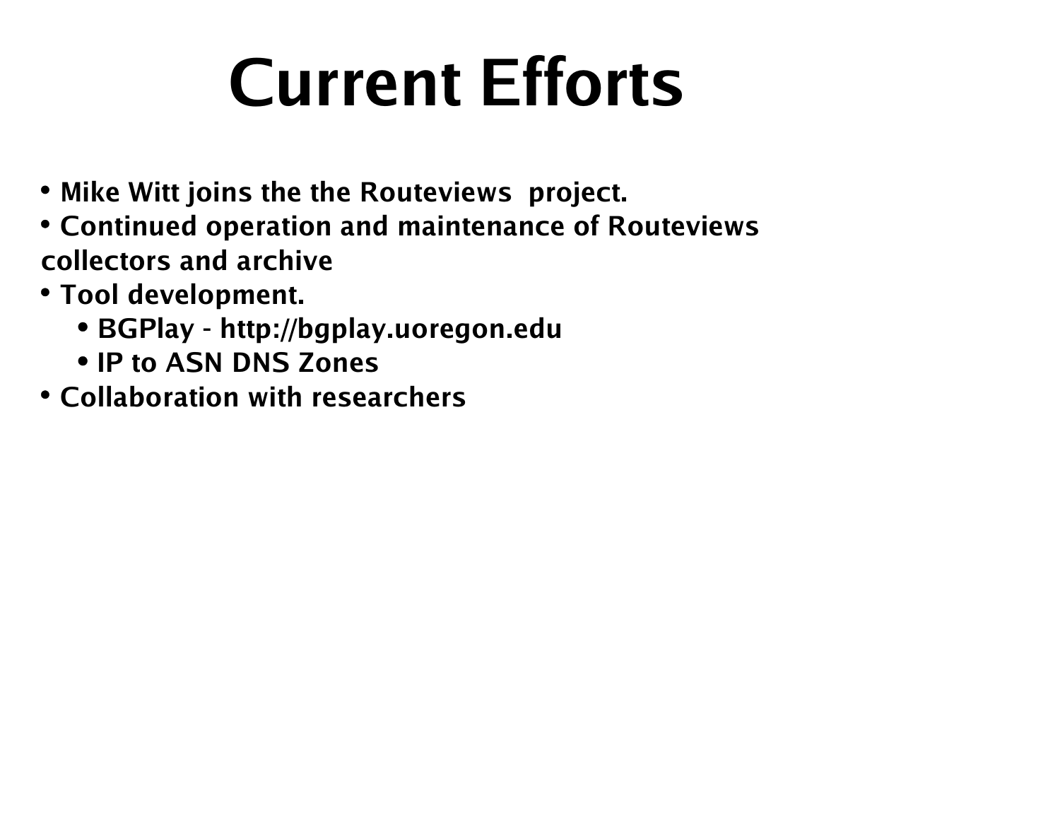# Current Efforts

- Mike Witt joins the the Routeviews  project.
- Continued operation and maintenance of Routeviews collectors and archive
- Tool development.
  - BGPlay - http://bgplay.uoregon.edu
  - IP to ASN DNS Zones
- Collaboration with researchers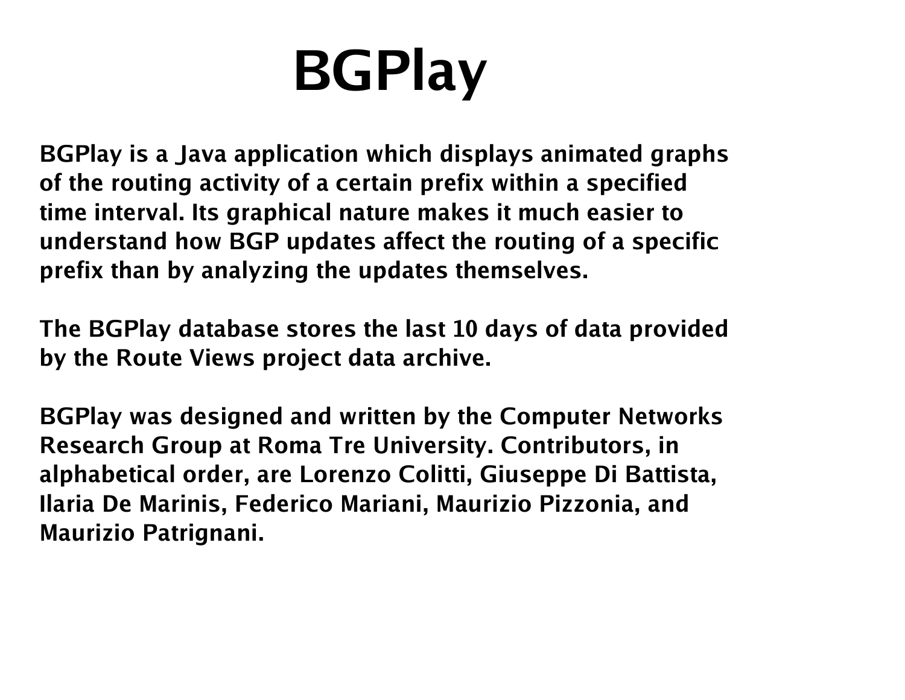# BGPlay

BGPlay is a Java application which displays animated graphs of the routing activity of a certain prefix within a specified time interval. Its graphical nature makes it much easier to understand how BGP updates affect the routing of a specific prefix than by analyzing the updates themselves.

The BGPlay database stores the last 10 days of data provided by the Route Views project data archive.

BGPlay was designed and written by the Computer Networks Research Group at Roma Tre University. Contributors, in alphabetical order, are Lorenzo Colitti, Giuseppe Di Battista, Ilaria De Marinis, Federico Mariani, Maurizio Pizzonia, and Maurizio Patrignani.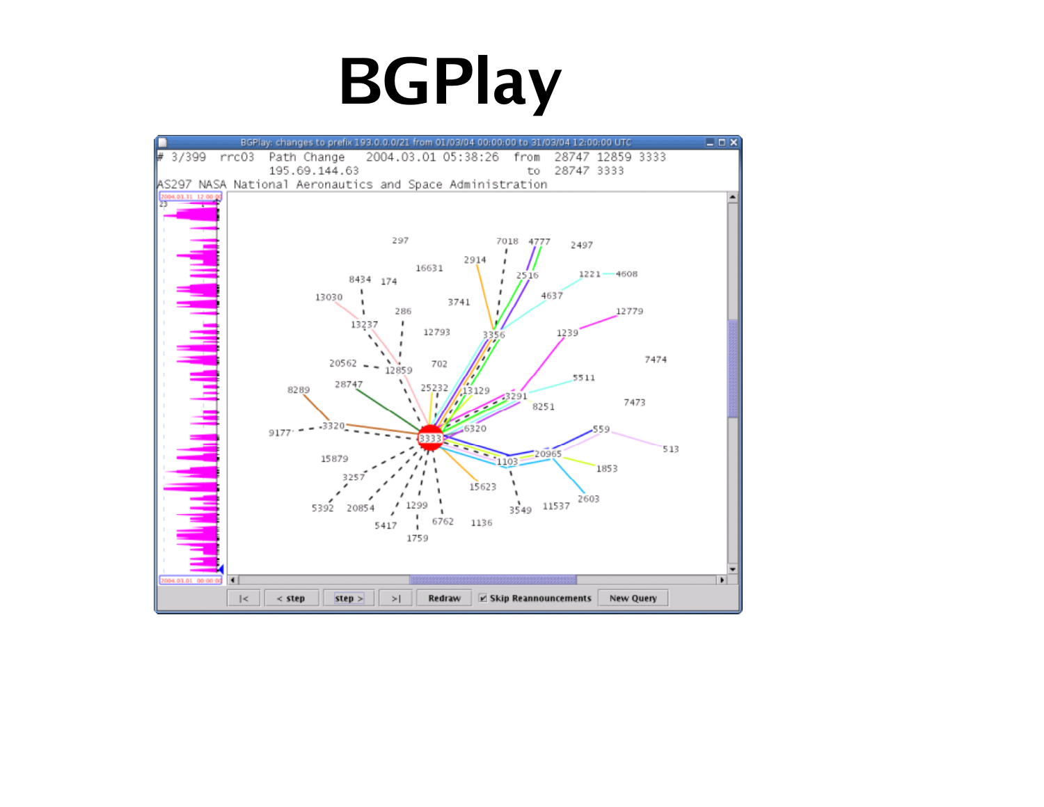# BGPlay

BGPlay: changes to prefix 193.0.0.0/21 from 01/03/04 00:00:00 to 31/03/04 12:00:00 UTC

# 3/399 rrc03 Path Change 2004.03.01 05:38:26 from 28747 12859 3333
195.69.144.63 to 28747 3333

AS297 NASA National Aeronautics and Space Administration

297 7018 4777 2497 2914 16631 2516 1221 4608 8434 174 4637 13030 3741 286 12779 13237 12793 3356 1239 20562 702 7474 12859 5511 28747 25232 13129 8289 3291 8251 7473 3320 6320 9177 3333 559 513 20965 15879 1103 1853 3257 15623 2603 11537 5392 20854 1299 3549 5417 6762 1136 1759

2004.03.31 12:00:00

2004.03.01 00:00:00

|< | < step | step > | >| | Redraw | Skip Reannouncements | New Query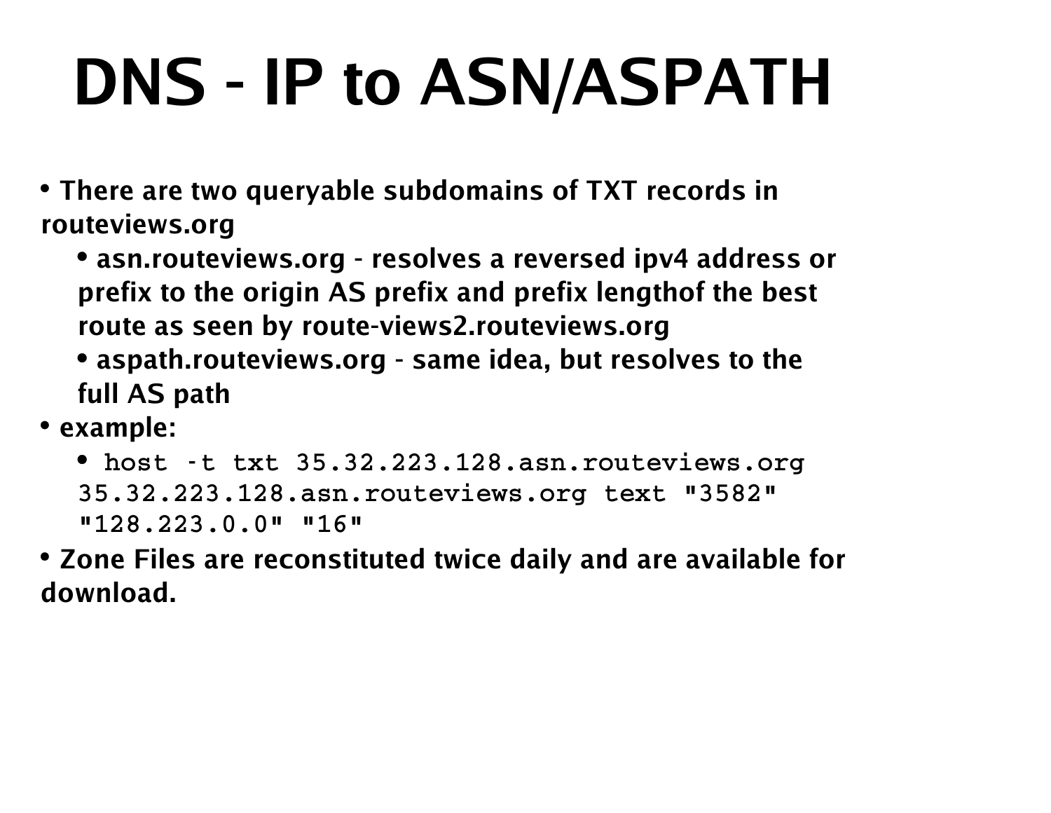# DNS - IP to ASN/ASPATH

- There are two queryable subdomains of TXT records in routeviews.org
  - asn.routeviews.org - resolves a reversed ipv4 address or prefix to the origin AS prefix and prefix lengthof the best route as seen by route-views2.routeviews.org
  - aspath.routeviews.org - same idea, but resolves to the full AS path
- example:
  - ```
    host -t txt 35.32.223.128.asn.routeviews.org
    35.32.223.128.asn.routeviews.org text "3582"
    "128.223.0.0" "16"
    ```
- Zone Files are reconstituted twice daily and are available for download.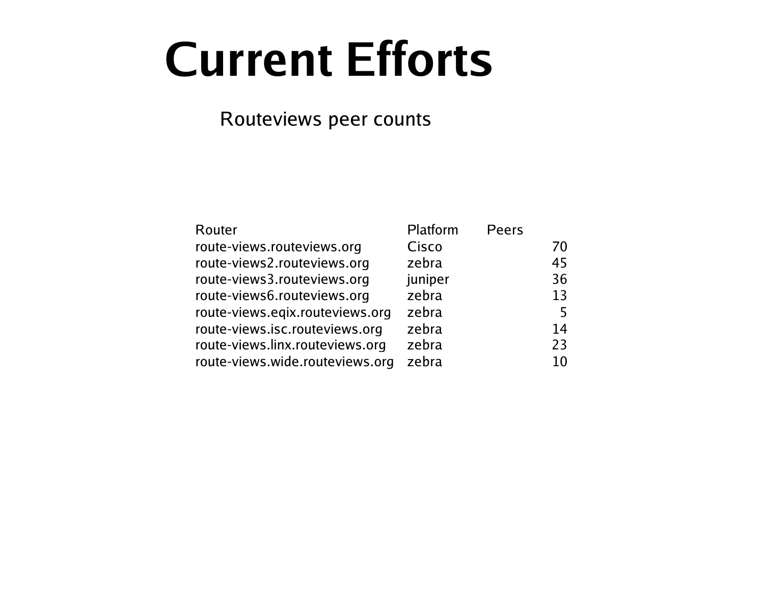# Current Efforts

Routeviews peer counts

| Router | Platform | Peers |
|---|---|---|
| route-views.routeviews.org | Cisco | 70 |
| route-views2.routeviews.org | zebra | 45 |
| route-views3.routeviews.org | juniper | 36 |
| route-views6.routeviews.org | zebra | 13 |
| route-views.eqix.routeviews.org | zebra | 5 |
| route-views.isc.routeviews.org | zebra | 14 |
| route-views.linx.routeviews.org | zebra | 23 |
| route-views.wide.routeviews.org | zebra | 10 |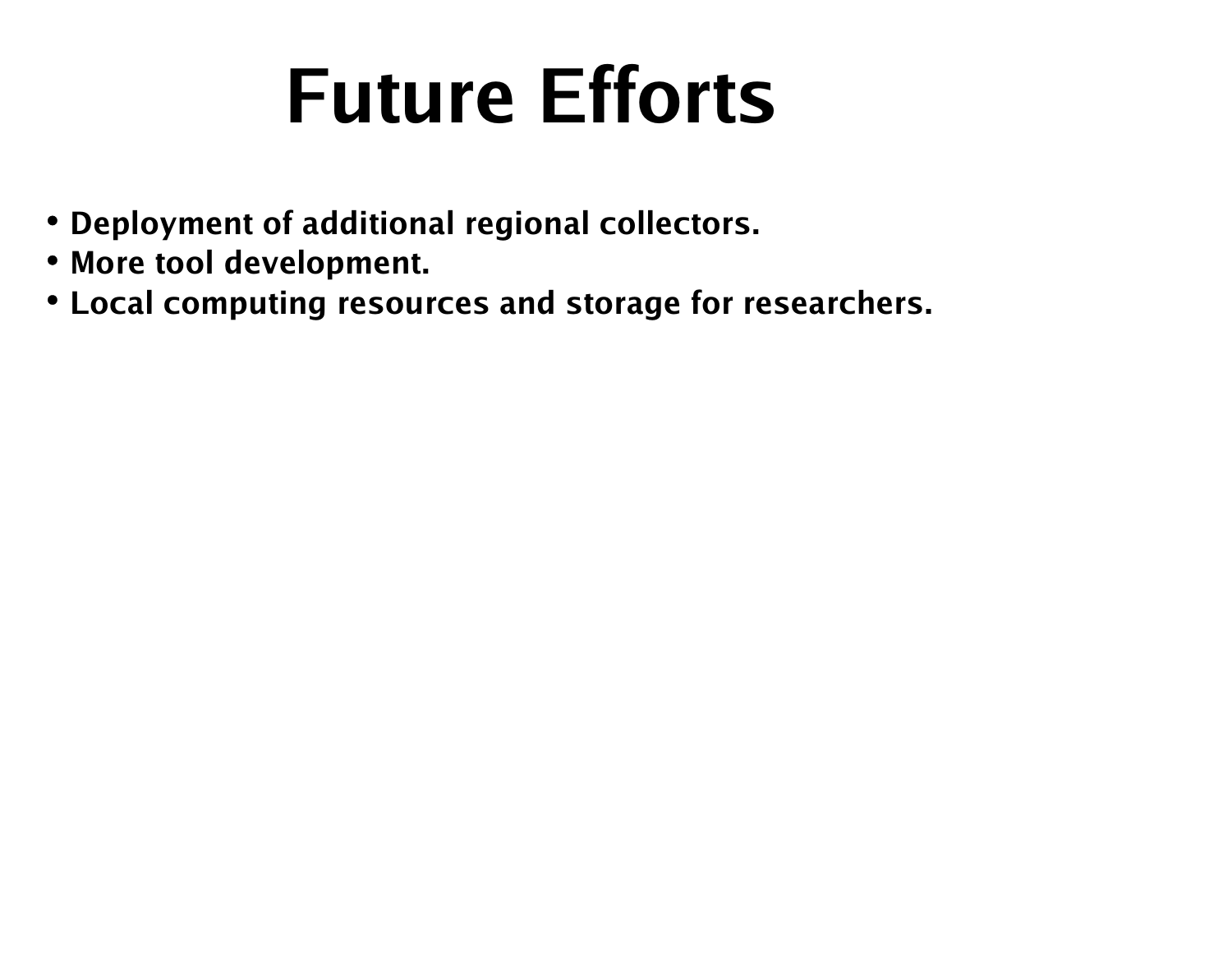# Future Efforts

- **Deployment of additional regional collectors.**
- **More tool development.**
- **Local computing resources and storage for researchers.**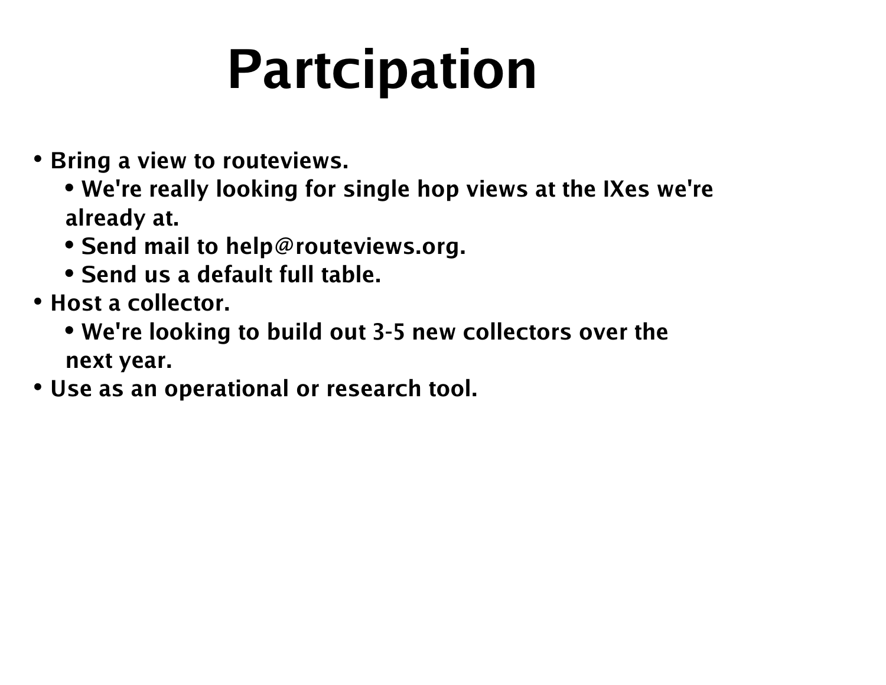# Partcipation

- Bring a view to routeviews.
  - We're really looking for single hop views at the IXes we're already at.
  - Send mail to help@routeviews.org.
  - Send us a default full table.
- Host a collector.
  - We're looking to build out 3-5 new collectors over the next year.
- Use as an operational or research tool.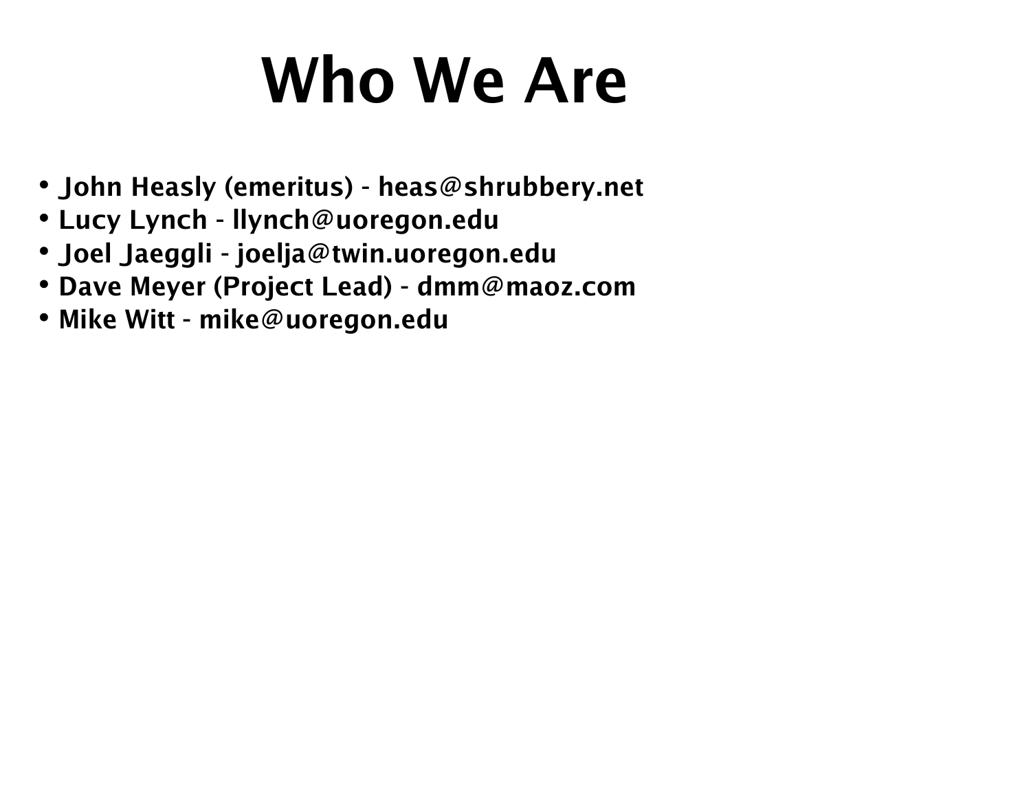# Who We Are

- John Heasly (emeritus) - heas@shrubbery.net
- Lucy Lynch - llynch@uoregon.edu
- Joel Jaeggli - joelja@twin.uoregon.edu
- Dave Meyer (Project Lead) - dmm@maoz.com
- Mike Witt - mike@uoregon.edu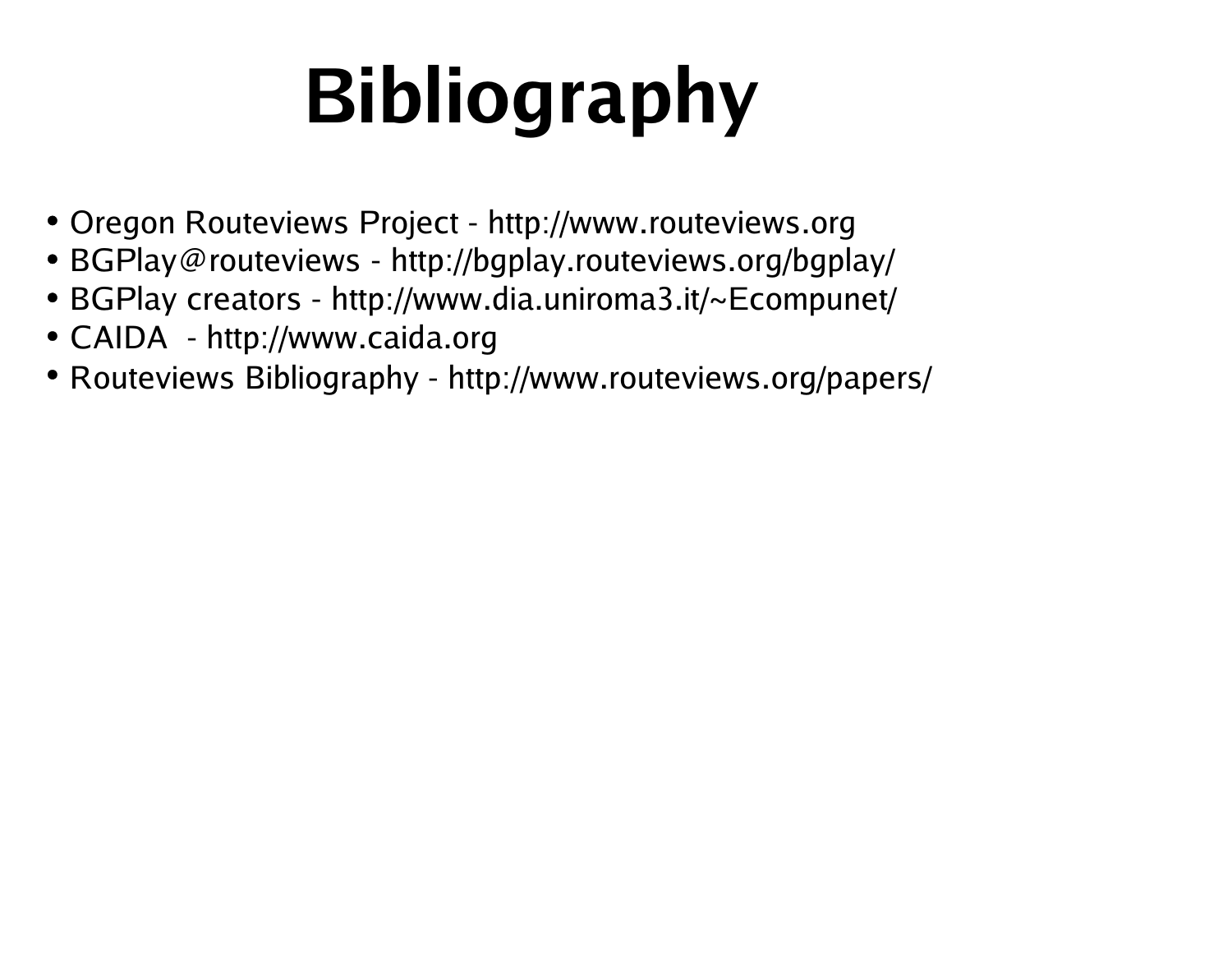# Bibliography

- Oregon Routeviews Project - http://www.routeviews.org
- BGPlay@routeviews - http://bgplay.routeviews.org/bgplay/
- BGPlay creators - http://www.dia.uniroma3.it/~Ecompunet/
- CAIDA  - http://www.caida.org
- Routeviews Bibliography - http://www.routeviews.org/papers/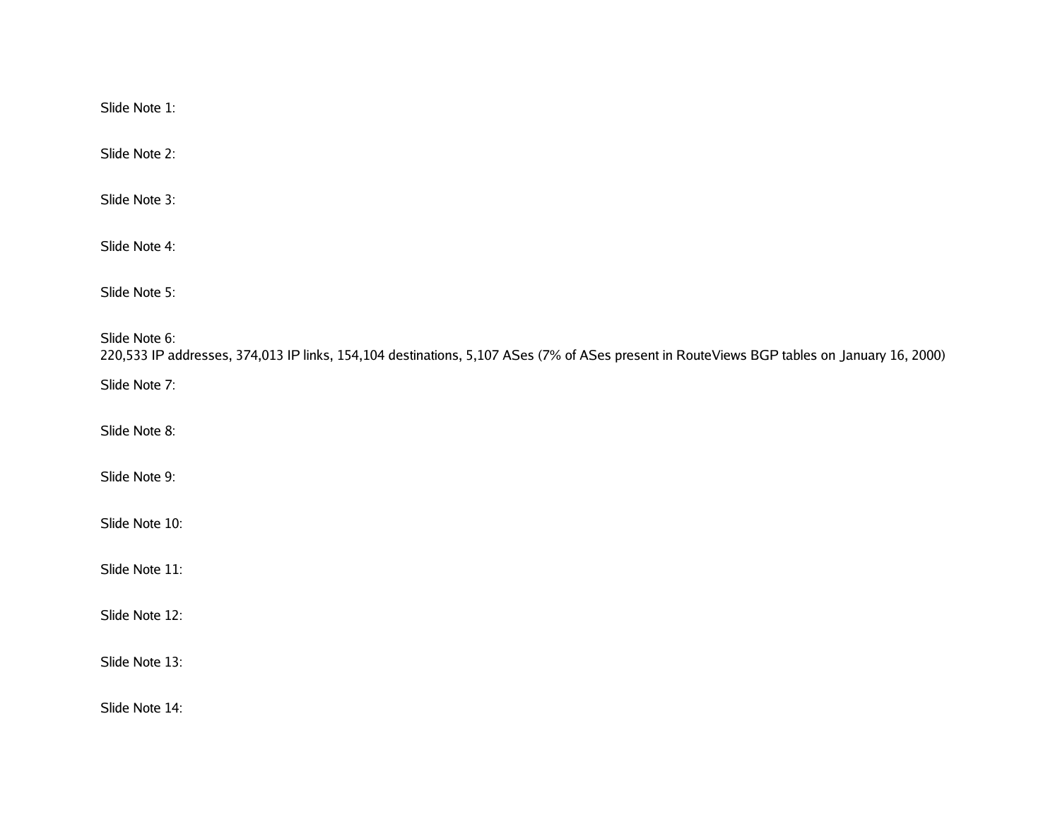Slide Note 1:

Slide Note 2:

Slide Note 3:

Slide Note 4:

Slide Note 5:

Slide Note 6:
220,533 IP addresses, 374,013 IP links, 154,104 destinations, 5,107 ASes (7% of ASes present in RouteViews BGP tables on January 16, 2000)

Slide Note 7:

Slide Note 8:

Slide Note 9:

Slide Note 10:

Slide Note 11:

Slide Note 12:

Slide Note 13:

Slide Note 14: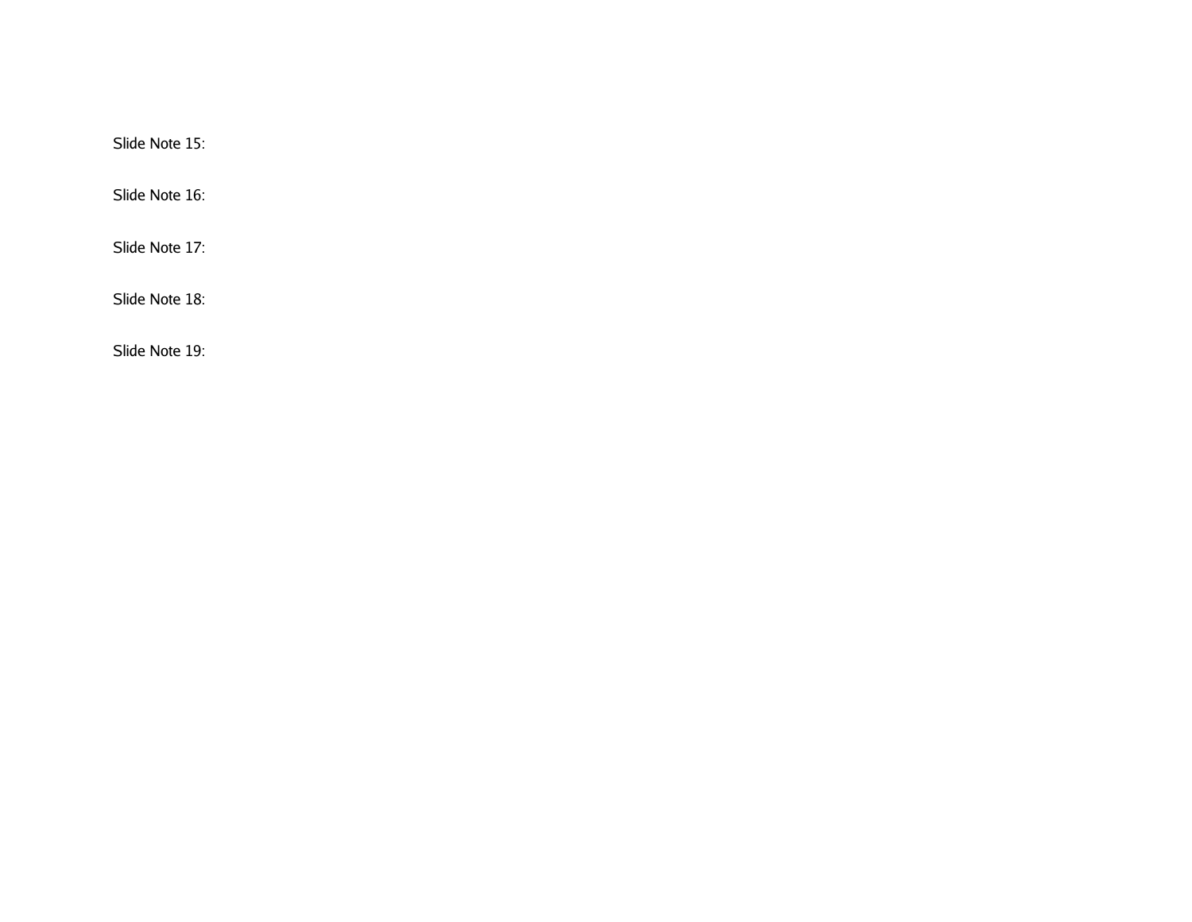Slide Note 15:

Slide Note 16:

Slide Note 17:

Slide Note 18:

Slide Note 19: